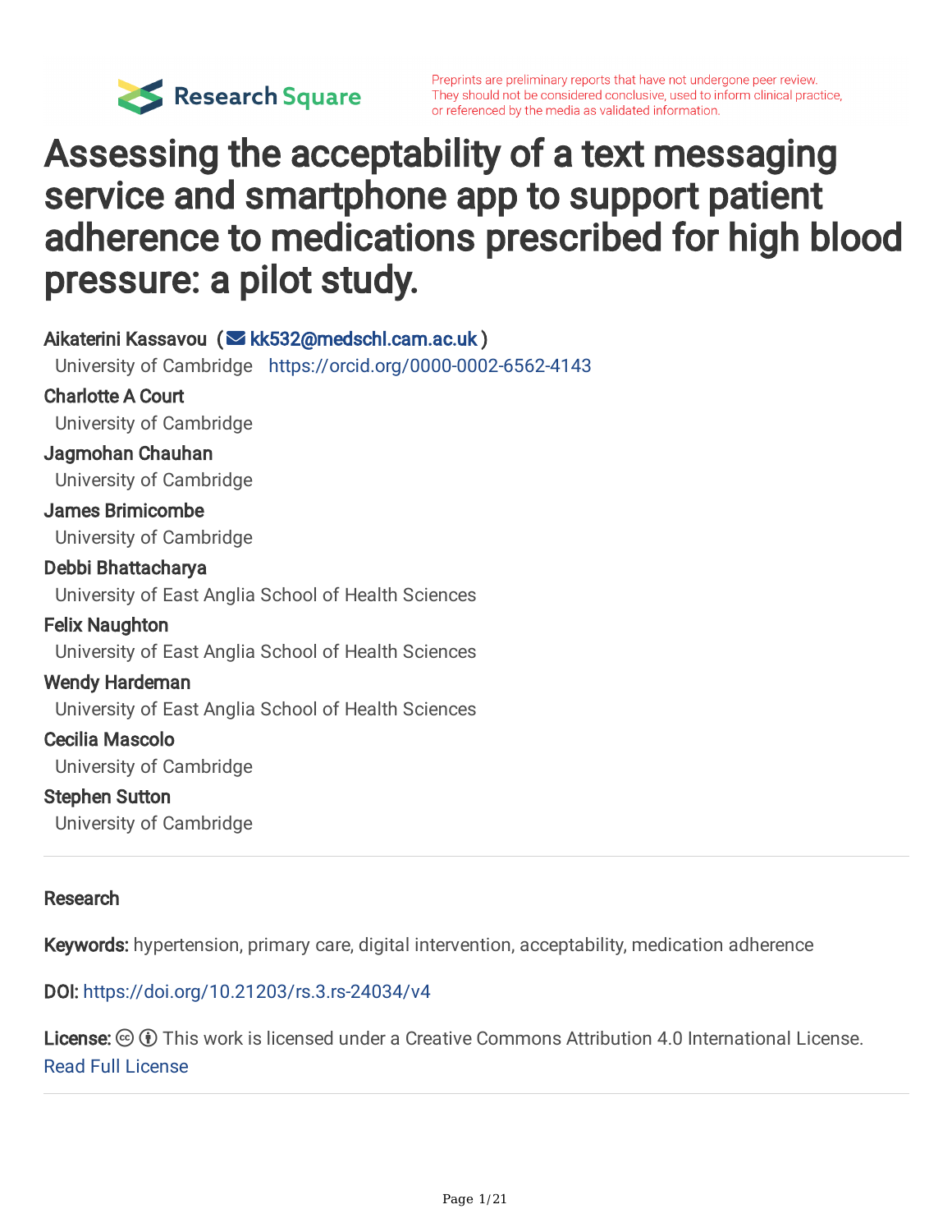Preprints are preliminary reports that have not undergone peer review. They should not be considered conclusive, used to inform clinical practice, or referenced by the media as validated information.

# Assessing the acceptability of a text messaging service and smartphone app to support patient adherence to medications prescribed for high blood pressure: a pilot study.

**Aikaterini Kassavou** (kk532@medschl.cam.ac.uk)
University of Cambridge https://orcid.org/0000-0002-6562-4143

**Charlotte A Court**
University of Cambridge

**Jagmohan Chauhan**
University of Cambridge

**James Brimicombe**
University of Cambridge

**Debbi Bhattacharya**
University of East Anglia School of Health Sciences

**Felix Naughton**
University of East Anglia School of Health Sciences

**Wendy Hardeman**
University of East Anglia School of Health Sciences

**Cecilia Mascolo**
University of Cambridge

**Stephen Sutton**
University of Cambridge

---

**Research**

**Keywords:** hypertension, primary care, digital intervention, acceptability, medication adherence

**DOI:** https://doi.org/10.21203/rs.3.rs-24034/v4

**License:** This work is licensed under a Creative Commons Attribution 4.0 International License. Read Full License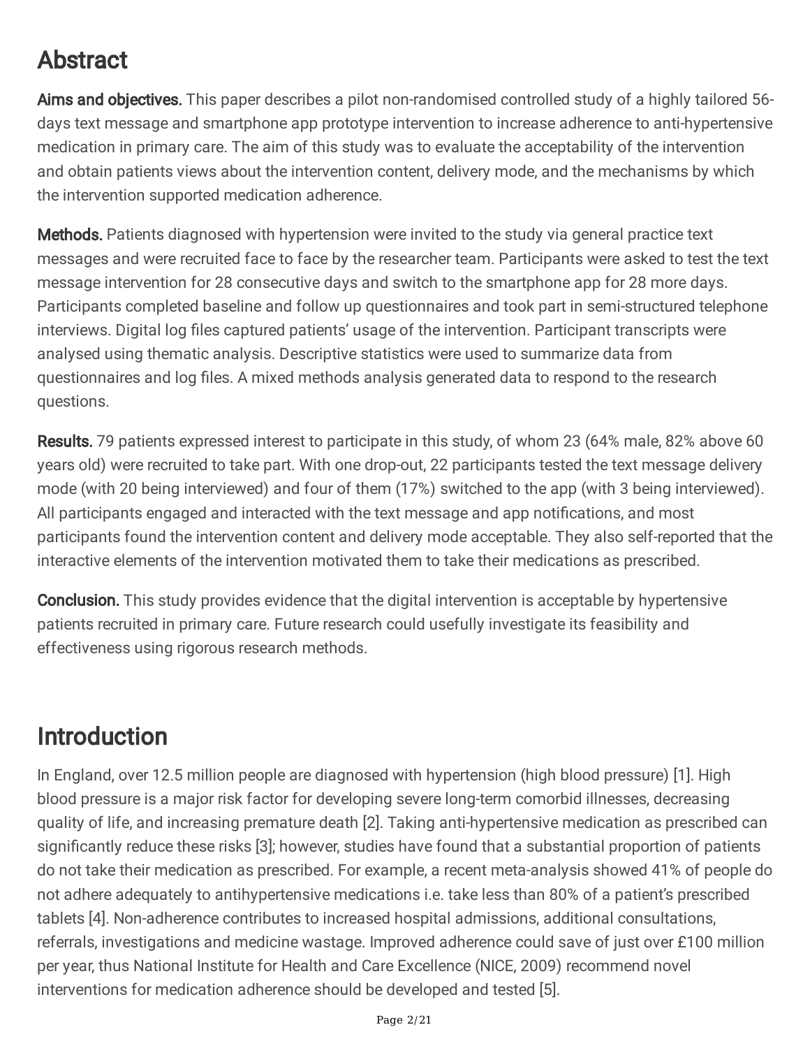# Abstract

**Aims and objectives.** This paper describes a pilot non-randomised controlled study of a highly tailored 56-days text message and smartphone app prototype intervention to increase adherence to anti-hypertensive medication in primary care. The aim of this study was to evaluate the acceptability of the intervention and obtain patients views about the intervention content, delivery mode, and the mechanisms by which the intervention supported medication adherence.

**Methods.** Patients diagnosed with hypertension were invited to the study via general practice text messages and were recruited face to face by the researcher team. Participants were asked to test the text message intervention for 28 consecutive days and switch to the smartphone app for 28 more days. Participants completed baseline and follow up questionnaires and took part in semi-structured telephone interviews. Digital log files captured patients' usage of the intervention. Participant transcripts were analysed using thematic analysis. Descriptive statistics were used to summarize data from questionnaires and log files. A mixed methods analysis generated data to respond to the research questions.

**Results.** 79 patients expressed interest to participate in this study, of whom 23 (64% male, 82% above 60 years old) were recruited to take part. With one drop-out, 22 participants tested the text message delivery mode (with 20 being interviewed) and four of them (17%) switched to the app (with 3 being interviewed). All participants engaged and interacted with the text message and app notifications, and most participants found the intervention content and delivery mode acceptable. They also self-reported that the interactive elements of the intervention motivated them to take their medications as prescribed.

**Conclusion.** This study provides evidence that the digital intervention is acceptable by hypertensive patients recruited in primary care. Future research could usefully investigate its feasibility and effectiveness using rigorous research methods.

# Introduction

In England, over 12.5 million people are diagnosed with hypertension (high blood pressure) [1]. High blood pressure is a major risk factor for developing severe long-term comorbid illnesses, decreasing quality of life, and increasing premature death [2]. Taking anti-hypertensive medication as prescribed can significantly reduce these risks [3]; however, studies have found that a substantial proportion of patients do not take their medication as prescribed. For example, a recent meta-analysis showed 41% of people do not adhere adequately to antihypertensive medications i.e. take less than 80% of a patient's prescribed tablets [4]. Non-adherence contributes to increased hospital admissions, additional consultations, referrals, investigations and medicine wastage. Improved adherence could save of just over £100 million per year, thus National Institute for Health and Care Excellence (NICE, 2009) recommend novel interventions for medication adherence should be developed and tested [5].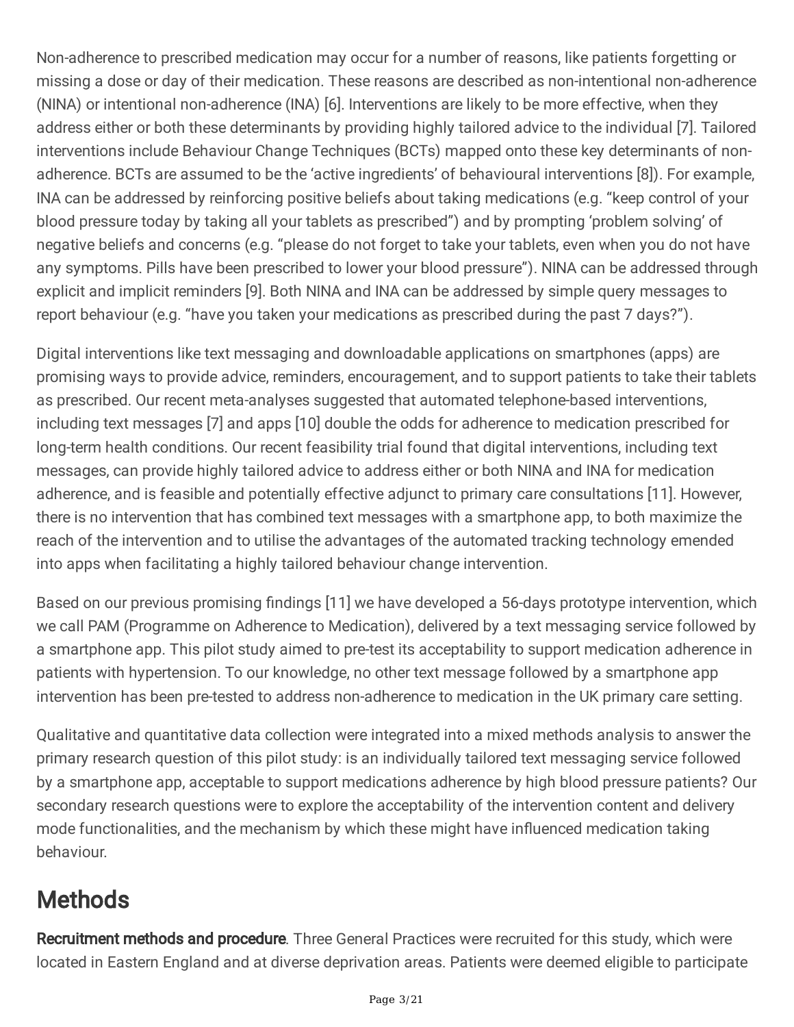Non-adherence to prescribed medication may occur for a number of reasons, like patients forgetting or missing a dose or day of their medication. These reasons are described as non-intentional non-adherence (NINA) or intentional non-adherence (INA) [6]. Interventions are likely to be more effective, when they address either or both these determinants by providing highly tailored advice to the individual [7]. Tailored interventions include Behaviour Change Techniques (BCTs) mapped onto these key determinants of non-adherence. BCTs are assumed to be the 'active ingredients' of behavioural interventions [8]). For example, INA can be addressed by reinforcing positive beliefs about taking medications (e.g. "keep control of your blood pressure today by taking all your tablets as prescribed") and by prompting 'problem solving' of negative beliefs and concerns (e.g. "please do not forget to take your tablets, even when you do not have any symptoms. Pills have been prescribed to lower your blood pressure"). NINA can be addressed through explicit and implicit reminders [9]. Both NINA and INA can be addressed by simple query messages to report behaviour (e.g. "have you taken your medications as prescribed during the past 7 days?").

Digital interventions like text messaging and downloadable applications on smartphones (apps) are promising ways to provide advice, reminders, encouragement, and to support patients to take their tablets as prescribed. Our recent meta-analyses suggested that automated telephone-based interventions, including text messages [7] and apps [10] double the odds for adherence to medication prescribed for long-term health conditions. Our recent feasibility trial found that digital interventions, including text messages, can provide highly tailored advice to address either or both NINA and INA for medication adherence, and is feasible and potentially effective adjunct to primary care consultations [11]. However, there is no intervention that has combined text messages with a smartphone app, to both maximize the reach of the intervention and to utilise the advantages of the automated tracking technology emended into apps when facilitating a highly tailored behaviour change intervention.

Based on our previous promising findings [11] we have developed a 56-days prototype intervention, which we call PAM (Programme on Adherence to Medication), delivered by a text messaging service followed by a smartphone app. This pilot study aimed to pre-test its acceptability to support medication adherence in patients with hypertension. To our knowledge, no other text message followed by a smartphone app intervention has been pre-tested to address non-adherence to medication in the UK primary care setting.

Qualitative and quantitative data collection were integrated into a mixed methods analysis to answer the primary research question of this pilot study: is an individually tailored text messaging service followed by a smartphone app, acceptable to support medications adherence by high blood pressure patients? Our secondary research questions were to explore the acceptability of the intervention content and delivery mode functionalities, and the mechanism by which these might have influenced medication taking behaviour.

# Methods

**Recruitment methods and procedure**. Three General Practices were recruited for this study, which were located in Eastern England and at diverse deprivation areas. Patients were deemed eligible to participate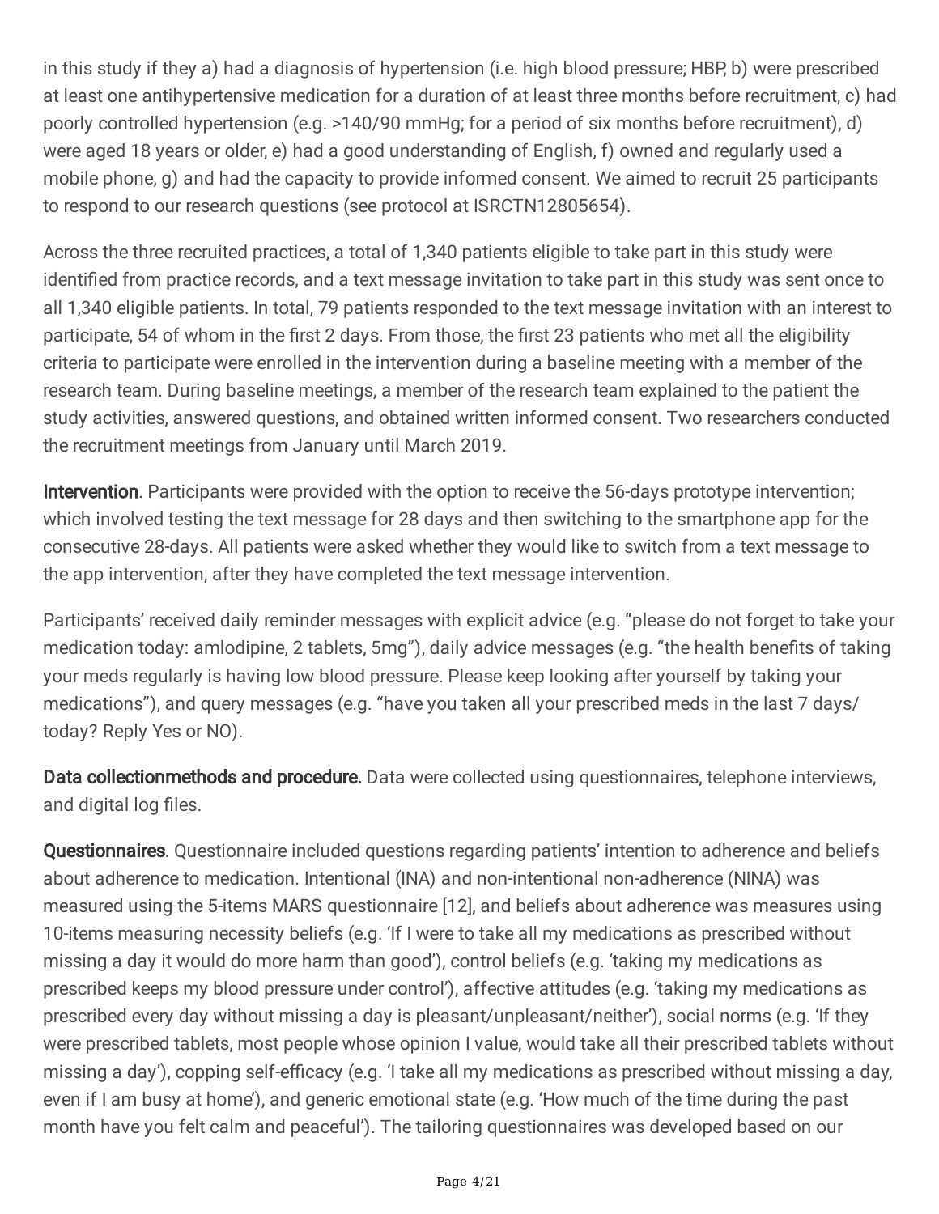in this study if they a) had a diagnosis of hypertension (i.e. high blood pressure; HBP, b) were prescribed at least one antihypertensive medication for a duration of at least three months before recruitment, c) had poorly controlled hypertension (e.g. >140/90 mmHg; for a period of six months before recruitment), d) were aged 18 years or older, e) had a good understanding of English, f) owned and regularly used a mobile phone, g) and had the capacity to provide informed consent. We aimed to recruit 25 participants to respond to our research questions (see protocol at ISRCTN12805654).

Across the three recruited practices, a total of 1,340 patients eligible to take part in this study were identified from practice records, and a text message invitation to take part in this study was sent once to all 1,340 eligible patients. In total, 79 patients responded to the text message invitation with an interest to participate, 54 of whom in the first 2 days. From those, the first 23 patients who met all the eligibility criteria to participate were enrolled in the intervention during a baseline meeting with a member of the research team. During baseline meetings, a member of the research team explained to the patient the study activities, answered questions, and obtained written informed consent. Two researchers conducted the recruitment meetings from January until March 2019.

**Intervention**. Participants were provided with the option to receive the 56-days prototype intervention; which involved testing the text message for 28 days and then switching to the smartphone app for the consecutive 28-days. All patients were asked whether they would like to switch from a text message to the app intervention, after they have completed the text message intervention.

Participants' received daily reminder messages with explicit advice (e.g. "please do not forget to take your medication today: amlodipine, 2 tablets, 5mg"), daily advice messages (e.g. "the health benefits of taking your meds regularly is having low blood pressure. Please keep looking after yourself by taking your medications"), and query messages (e.g. "have you taken all your prescribed meds in the last 7 days/ today? Reply Yes or NO).

**Data collectionmethods and procedure.** Data were collected using questionnaires, telephone interviews, and digital log files.

**Questionnaires**. Questionnaire included questions regarding patients' intention to adherence and beliefs about adherence to medication. Intentional (INA) and non-intentional non-adherence (NINA) was measured using the 5-items MARS questionnaire [12], and beliefs about adherence was measures using 10-items measuring necessity beliefs (e.g. 'If I were to take all my medications as prescribed without missing a day it would do more harm than good'), control beliefs (e.g. 'taking my medications as prescribed keeps my blood pressure under control'), affective attitudes (e.g. 'taking my medications as prescribed every day without missing a day is pleasant/unpleasant/neither'), social norms (e.g. 'If they were prescribed tablets, most people whose opinion I value, would take all their prescribed tablets without missing a day'), copping self-efficacy (e.g. 'I take all my medications as prescribed without missing a day, even if I am busy at home'), and generic emotional state (e.g. 'How much of the time during the past month have you felt calm and peaceful'). The tailoring questionnaires was developed based on our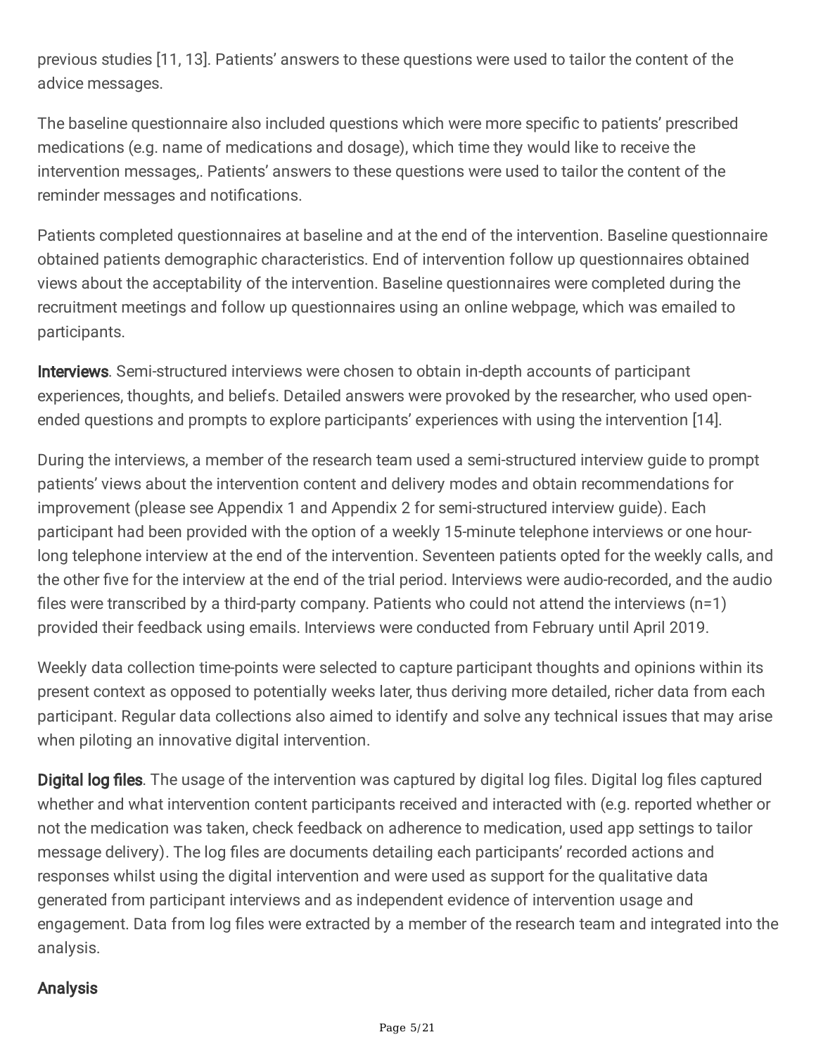previous studies [11, 13]. Patients' answers to these questions were used to tailor the content of the advice messages.

The baseline questionnaire also included questions which were more specific to patients' prescribed medications (e.g. name of medications and dosage), which time they would like to receive the intervention messages,. Patients' answers to these questions were used to tailor the content of the reminder messages and notifications.

Patients completed questionnaires at baseline and at the end of the intervention. Baseline questionnaire obtained patients demographic characteristics. End of intervention follow up questionnaires obtained views about the acceptability of the intervention. Baseline questionnaires were completed during the recruitment meetings and follow up questionnaires using an online webpage, which was emailed to participants.

**Interviews**. Semi-structured interviews were chosen to obtain in-depth accounts of participant experiences, thoughts, and beliefs. Detailed answers were provoked by the researcher, who used open-ended questions and prompts to explore participants' experiences with using the intervention [14].

During the interviews, a member of the research team used a semi-structured interview guide to prompt patients' views about the intervention content and delivery modes and obtain recommendations for improvement (please see Appendix 1 and Appendix 2 for semi-structured interview guide). Each participant had been provided with the option of a weekly 15-minute telephone interviews or one hour-long telephone interview at the end of the intervention. Seventeen patients opted for the weekly calls, and the other five for the interview at the end of the trial period. Interviews were audio-recorded, and the audio files were transcribed by a third-party company. Patients who could not attend the interviews (n=1) provided their feedback using emails. Interviews were conducted from February until April 2019.

Weekly data collection time-points were selected to capture participant thoughts and opinions within its present context as opposed to potentially weeks later, thus deriving more detailed, richer data from each participant. Regular data collections also aimed to identify and solve any technical issues that may arise when piloting an innovative digital intervention.

**Digital log files**. The usage of the intervention was captured by digital log files. Digital log files captured whether and what intervention content participants received and interacted with (e.g. reported whether or not the medication was taken, check feedback on adherence to medication, used app settings to tailor message delivery). The log files are documents detailing each participants' recorded actions and responses whilst using the digital intervention and were used as support for the qualitative data generated from participant interviews and as independent evidence of intervention usage and engagement. Data from log files were extracted by a member of the research team and integrated into the analysis.

## Analysis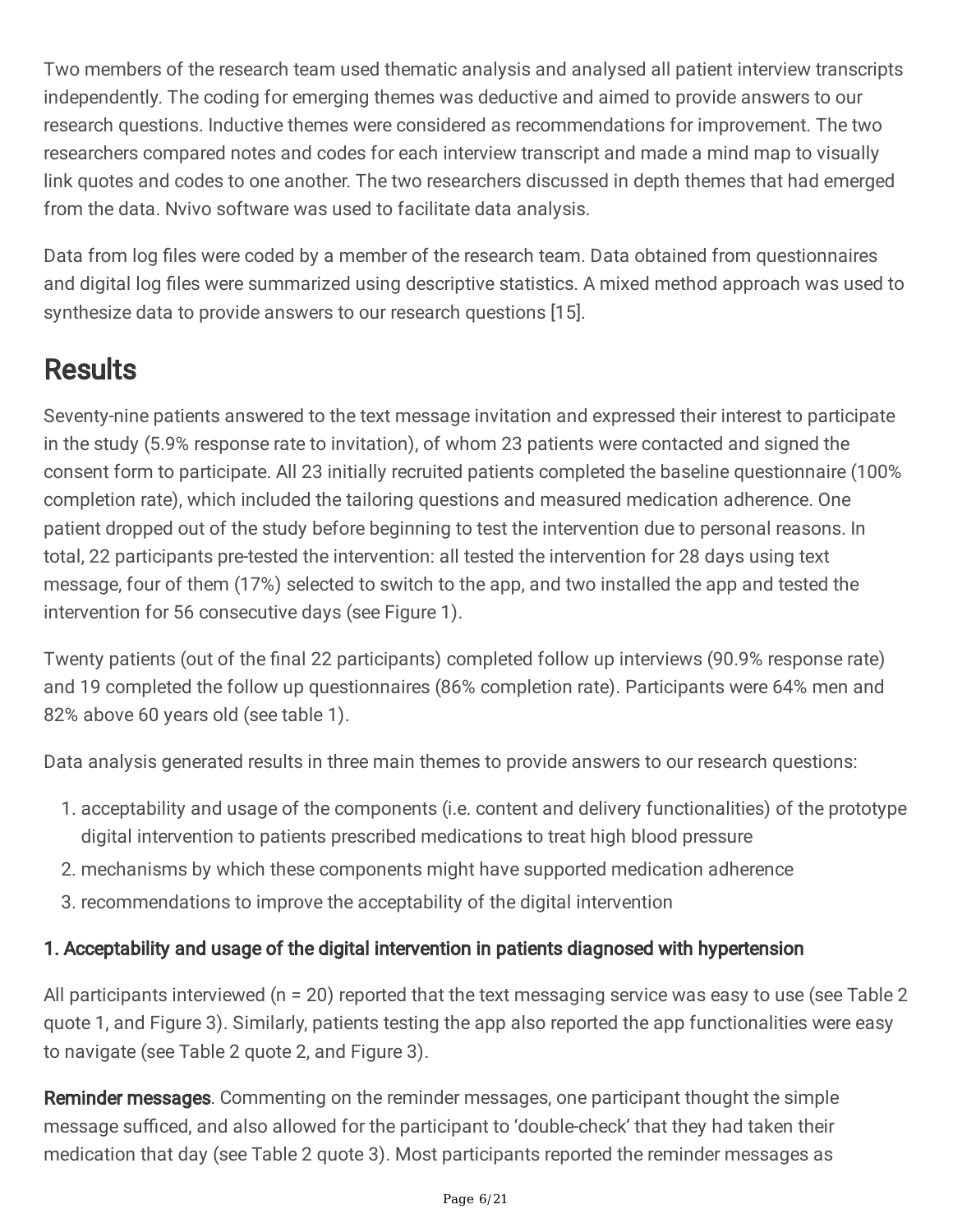Two members of the research team used thematic analysis and analysed all patient interview transcripts independently. The coding for emerging themes was deductive and aimed to provide answers to our research questions. Inductive themes were considered as recommendations for improvement. The two researchers compared notes and codes for each interview transcript and made a mind map to visually link quotes and codes to one another. The two researchers discussed in depth themes that had emerged from the data. Nvivo software was used to facilitate data analysis.

Data from log files were coded by a member of the research team. Data obtained from questionnaires and digital log files were summarized using descriptive statistics. A mixed method approach was used to synthesize data to provide answers to our research questions [15].

# Results

Seventy-nine patients answered to the text message invitation and expressed their interest to participate in the study (5.9% response rate to invitation), of whom 23 patients were contacted and signed the consent form to participate. All 23 initially recruited patients completed the baseline questionnaire (100% completion rate), which included the tailoring questions and measured medication adherence. One patient dropped out of the study before beginning to test the intervention due to personal reasons. In total, 22 participants pre-tested the intervention: all tested the intervention for 28 days using text message, four of them (17%) selected to switch to the app, and two installed the app and tested the intervention for 56 consecutive days (see Figure 1).

Twenty patients (out of the final 22 participants) completed follow up interviews (90.9% response rate) and 19 completed the follow up questionnaires (86% completion rate). Participants were 64% men and 82% above 60 years old (see table 1).

Data analysis generated results in three main themes to provide answers to our research questions:

1. acceptability and usage of the components (i.e. content and delivery functionalities) of the prototype digital intervention to patients prescribed medications to treat high blood pressure
2. mechanisms by which these components might have supported medication adherence
3. recommendations to improve the acceptability of the digital intervention

### 1. Acceptability and usage of the digital intervention in patients diagnosed with hypertension

All participants interviewed (n = 20) reported that the text messaging service was easy to use (see Table 2 quote 1, and Figure 3). Similarly, patients testing the app also reported the app functionalities were easy to navigate (see Table 2 quote 2, and Figure 3).

**Reminder messages**. Commenting on the reminder messages, one participant thought the simple message sufficed, and also allowed for the participant to 'double-check' that they had taken their medication that day (see Table 2 quote 3). Most participants reported the reminder messages as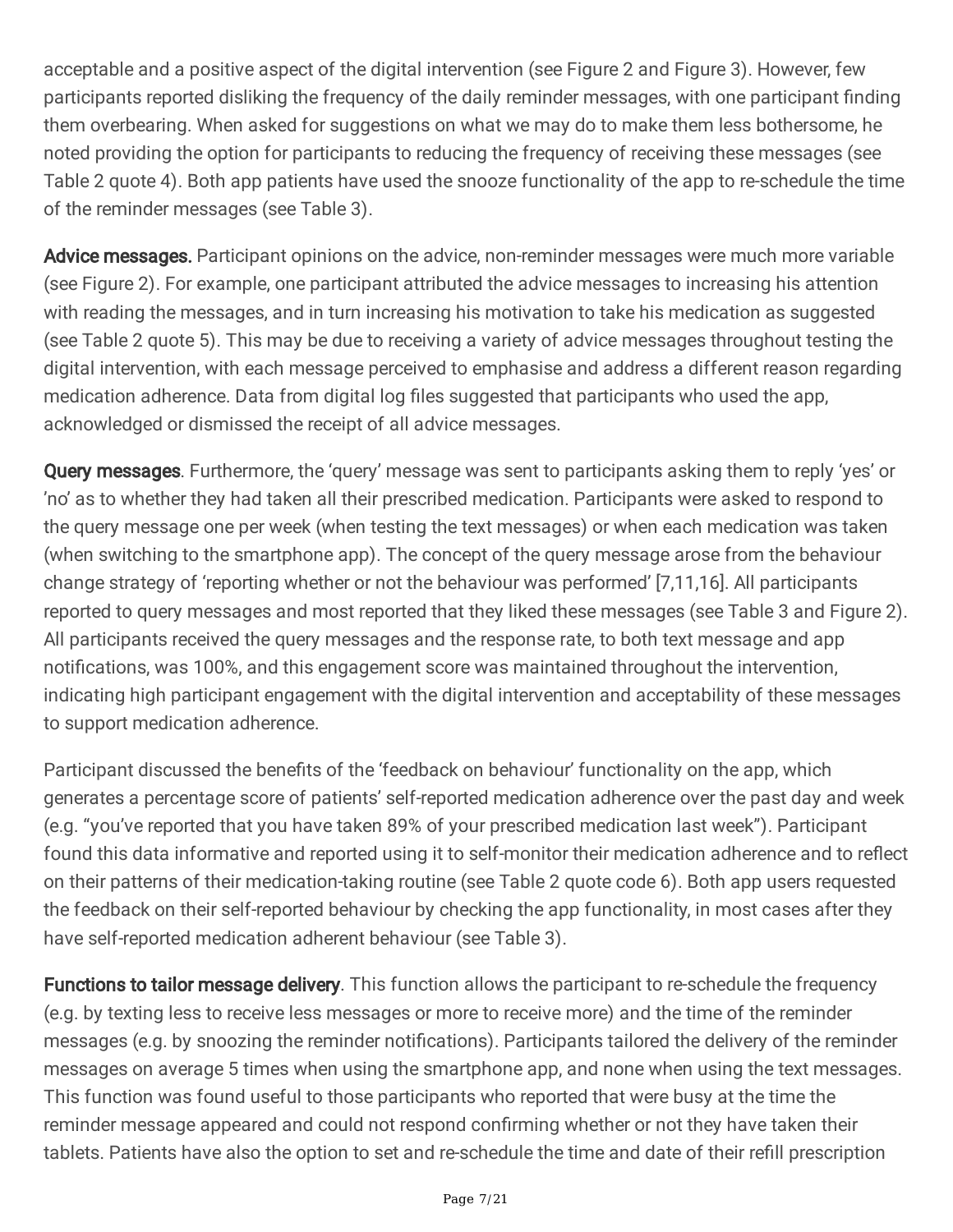acceptable and a positive aspect of the digital intervention (see Figure 2 and Figure 3). However, few participants reported disliking the frequency of the daily reminder messages, with one participant finding them overbearing. When asked for suggestions on what we may do to make them less bothersome, he noted providing the option for participants to reducing the frequency of receiving these messages (see Table 2 quote 4). Both app patients have used the snooze functionality of the app to re-schedule the time of the reminder messages (see Table 3).

**Advice messages.** Participant opinions on the advice, non-reminder messages were much more variable (see Figure 2). For example, one participant attributed the advice messages to increasing his attention with reading the messages, and in turn increasing his motivation to take his medication as suggested (see Table 2 quote 5). This may be due to receiving a variety of advice messages throughout testing the digital intervention, with each message perceived to emphasise and address a different reason regarding medication adherence. Data from digital log files suggested that participants who used the app, acknowledged or dismissed the receipt of all advice messages.

**Query messages**. Furthermore, the 'query' message was sent to participants asking them to reply 'yes' or 'no' as to whether they had taken all their prescribed medication. Participants were asked to respond to the query message one per week (when testing the text messages) or when each medication was taken (when switching to the smartphone app). The concept of the query message arose from the behaviour change strategy of 'reporting whether or not the behaviour was performed' [7,11,16]. All participants reported to query messages and most reported that they liked these messages (see Table 3 and Figure 2). All participants received the query messages and the response rate, to both text message and app notifications, was 100%, and this engagement score was maintained throughout the intervention, indicating high participant engagement with the digital intervention and acceptability of these messages to support medication adherence.

Participant discussed the benefits of the 'feedback on behaviour' functionality on the app, which generates a percentage score of patients' self-reported medication adherence over the past day and week (e.g. "you've reported that you have taken 89% of your prescribed medication last week"). Participant found this data informative and reported using it to self-monitor their medication adherence and to reflect on their patterns of their medication-taking routine (see Table 2 quote code 6). Both app users requested the feedback on their self-reported behaviour by checking the app functionality, in most cases after they have self-reported medication adherent behaviour (see Table 3).

**Functions to tailor message delivery**. This function allows the participant to re-schedule the frequency (e.g. by texting less to receive less messages or more to receive more) and the time of the reminder messages (e.g. by snoozing the reminder notifications). Participants tailored the delivery of the reminder messages on average 5 times when using the smartphone app, and none when using the text messages. This function was found useful to those participants who reported that were busy at the time the reminder message appeared and could not respond confirming whether or not they have taken their tablets. Patients have also the option to set and re-schedule the time and date of their refill prescription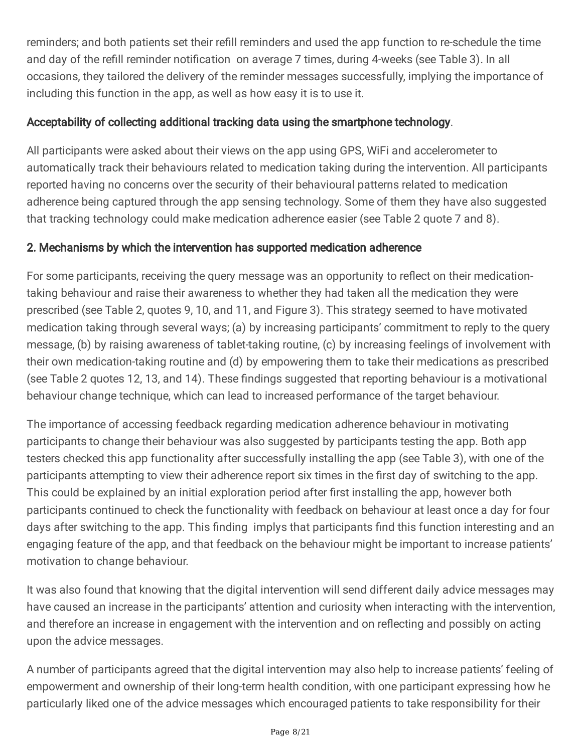reminders; and both patients set their refill reminders and used the app function to re-schedule the time and day of the refill reminder notification on average 7 times, during 4-weeks (see Table 3). In all occasions, they tailored the delivery of the reminder messages successfully, implying the importance of including this function in the app, as well as how easy it is to use it.

### Acceptability of collecting additional tracking data using the smartphone technology.

All participants were asked about their views on the app using GPS, WiFi and accelerometer to automatically track their behaviours related to medication taking during the intervention. All participants reported having no concerns over the security of their behavioural patterns related to medication adherence being captured through the app sensing technology. Some of them they have also suggested that tracking technology could make medication adherence easier (see Table 2 quote 7 and 8).

## 2. Mechanisms by which the intervention has supported medication adherence

For some participants, receiving the query message was an opportunity to reflect on their medication-taking behaviour and raise their awareness to whether they had taken all the medication they were prescribed (see Table 2, quotes 9, 10, and 11, and Figure 3). This strategy seemed to have motivated medication taking through several ways; (a) by increasing participants' commitment to reply to the query message, (b) by raising awareness of tablet-taking routine, (c) by increasing feelings of involvement with their own medication-taking routine and (d) by empowering them to take their medications as prescribed (see Table 2 quotes 12, 13, and 14). These findings suggested that reporting behaviour is a motivational behaviour change technique, which can lead to increased performance of the target behaviour.

The importance of accessing feedback regarding medication adherence behaviour in motivating participants to change their behaviour was also suggested by participants testing the app. Both app testers checked this app functionality after successfully installing the app (see Table 3), with one of the participants attempting to view their adherence report six times in the first day of switching to the app. This could be explained by an initial exploration period after first installing the app, however both participants continued to check the functionality with feedback on behaviour at least once a day for four days after switching to the app. This finding implys that participants find this function interesting and an engaging feature of the app, and that feedback on the behaviour might be important to increase patients' motivation to change behaviour.

It was also found that knowing that the digital intervention will send different daily advice messages may have caused an increase in the participants' attention and curiosity when interacting with the intervention, and therefore an increase in engagement with the intervention and on reflecting and possibly on acting upon the advice messages.

A number of participants agreed that the digital intervention may also help to increase patients' feeling of empowerment and ownership of their long-term health condition, with one participant expressing how he particularly liked one of the advice messages which encouraged patients to take responsibility for their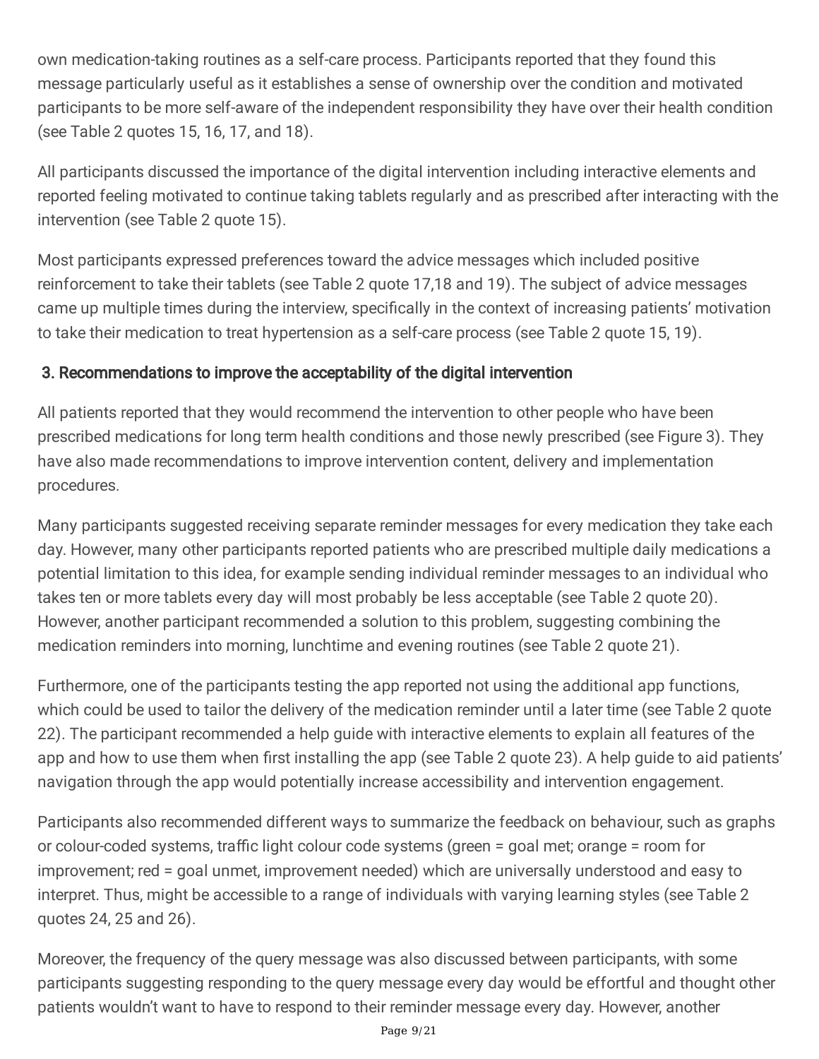own medication-taking routines as a self-care process. Participants reported that they found this message particularly useful as it establishes a sense of ownership over the condition and motivated participants to be more self-aware of the independent responsibility they have over their health condition (see Table 2 quotes 15, 16, 17, and 18).

All participants discussed the importance of the digital intervention including interactive elements and reported feeling motivated to continue taking tablets regularly and as prescribed after interacting with the intervention (see Table 2 quote 15).

Most participants expressed preferences toward the advice messages which included positive reinforcement to take their tablets (see Table 2 quote 17,18 and 19). The subject of advice messages came up multiple times during the interview, specifically in the context of increasing patients' motivation to take their medication to treat hypertension as a self-care process (see Table 2 quote 15, 19).

### 3. Recommendations to improve the acceptability of the digital intervention

All patients reported that they would recommend the intervention to other people who have been prescribed medications for long term health conditions and those newly prescribed (see Figure 3). They have also made recommendations to improve intervention content, delivery and implementation procedures.

Many participants suggested receiving separate reminder messages for every medication they take each day. However, many other participants reported patients who are prescribed multiple daily medications a potential limitation to this idea, for example sending individual reminder messages to an individual who takes ten or more tablets every day will most probably be less acceptable (see Table 2 quote 20). However, another participant recommended a solution to this problem, suggesting combining the medication reminders into morning, lunchtime and evening routines (see Table 2 quote 21).

Furthermore, one of the participants testing the app reported not using the additional app functions, which could be used to tailor the delivery of the medication reminder until a later time (see Table 2 quote 22). The participant recommended a help guide with interactive elements to explain all features of the app and how to use them when first installing the app (see Table 2 quote 23). A help guide to aid patients' navigation through the app would potentially increase accessibility and intervention engagement.

Participants also recommended different ways to summarize the feedback on behaviour, such as graphs or colour-coded systems, traffic light colour code systems (green = goal met; orange = room for improvement; red = goal unmet, improvement needed) which are universally understood and easy to interpret. Thus, might be accessible to a range of individuals with varying learning styles (see Table 2 quotes 24, 25 and 26).

Moreover, the frequency of the query message was also discussed between participants, with some participants suggesting responding to the query message every day would be effortful and thought other patients wouldn't want to have to respond to their reminder message every day. However, another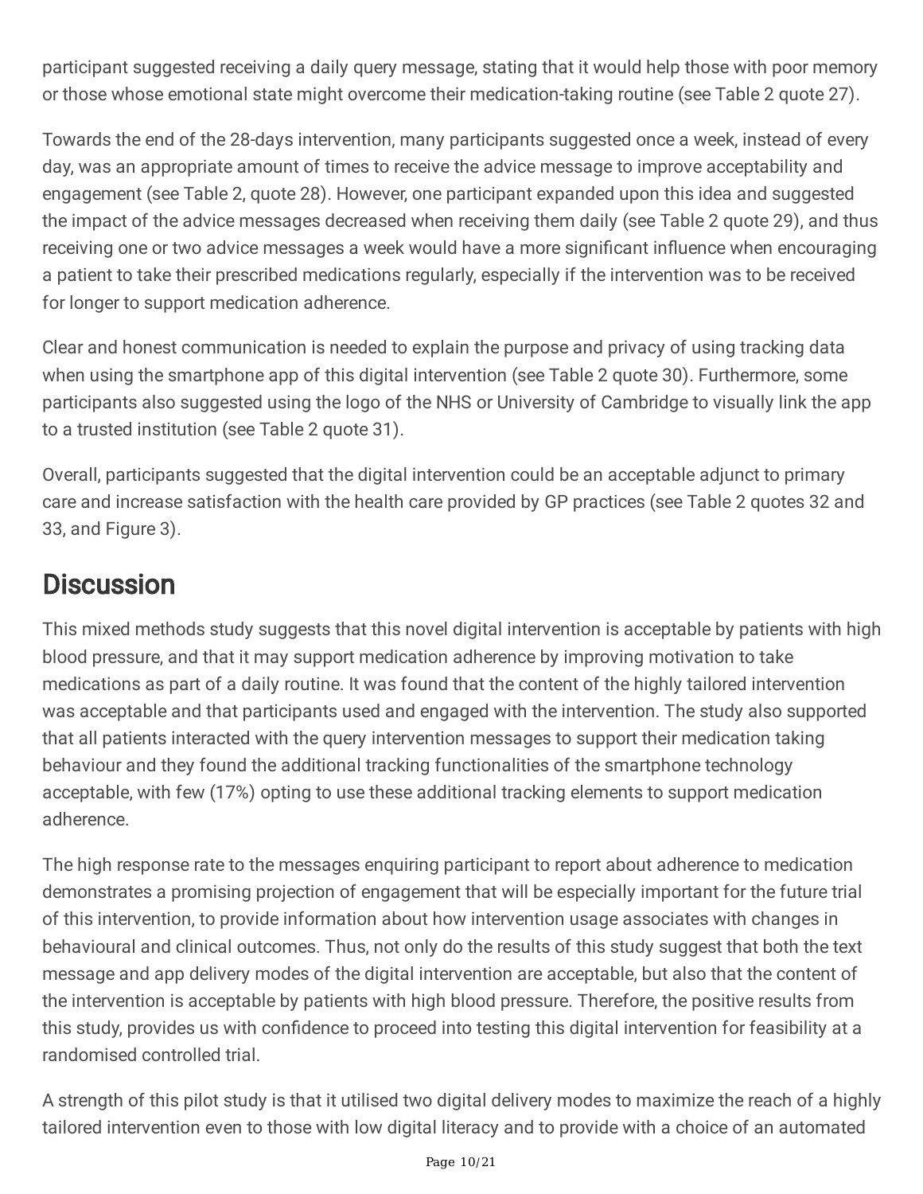participant suggested receiving a daily query message, stating that it would help those with poor memory or those whose emotional state might overcome their medication-taking routine (see Table 2 quote 27).

Towards the end of the 28-days intervention, many participants suggested once a week, instead of every day, was an appropriate amount of times to receive the advice message to improve acceptability and engagement (see Table 2, quote 28). However, one participant expanded upon this idea and suggested the impact of the advice messages decreased when receiving them daily (see Table 2 quote 29), and thus receiving one or two advice messages a week would have a more significant influence when encouraging a patient to take their prescribed medications regularly, especially if the intervention was to be received for longer to support medication adherence.

Clear and honest communication is needed to explain the purpose and privacy of using tracking data when using the smartphone app of this digital intervention (see Table 2 quote 30). Furthermore, some participants also suggested using the logo of the NHS or University of Cambridge to visually link the app to a trusted institution (see Table 2 quote 31).

Overall, participants suggested that the digital intervention could be an acceptable adjunct to primary care and increase satisfaction with the health care provided by GP practices (see Table 2 quotes 32 and 33, and Figure 3).

# Discussion

This mixed methods study suggests that this novel digital intervention is acceptable by patients with high blood pressure, and that it may support medication adherence by improving motivation to take medications as part of a daily routine. It was found that the content of the highly tailored intervention was acceptable and that participants used and engaged with the intervention. The study also supported that all patients interacted with the query intervention messages to support their medication taking behaviour and they found the additional tracking functionalities of the smartphone technology acceptable, with few (17%) opting to use these additional tracking elements to support medication adherence.

The high response rate to the messages enquiring participant to report about adherence to medication demonstrates a promising projection of engagement that will be especially important for the future trial of this intervention, to provide information about how intervention usage associates with changes in behavioural and clinical outcomes. Thus, not only do the results of this study suggest that both the text message and app delivery modes of the digital intervention are acceptable, but also that the content of the intervention is acceptable by patients with high blood pressure. Therefore, the positive results from this study, provides us with confidence to proceed into testing this digital intervention for feasibility at a randomised controlled trial.

A strength of this pilot study is that it utilised two digital delivery modes to maximize the reach of a highly tailored intervention even to those with low digital literacy and to provide with a choice of an automated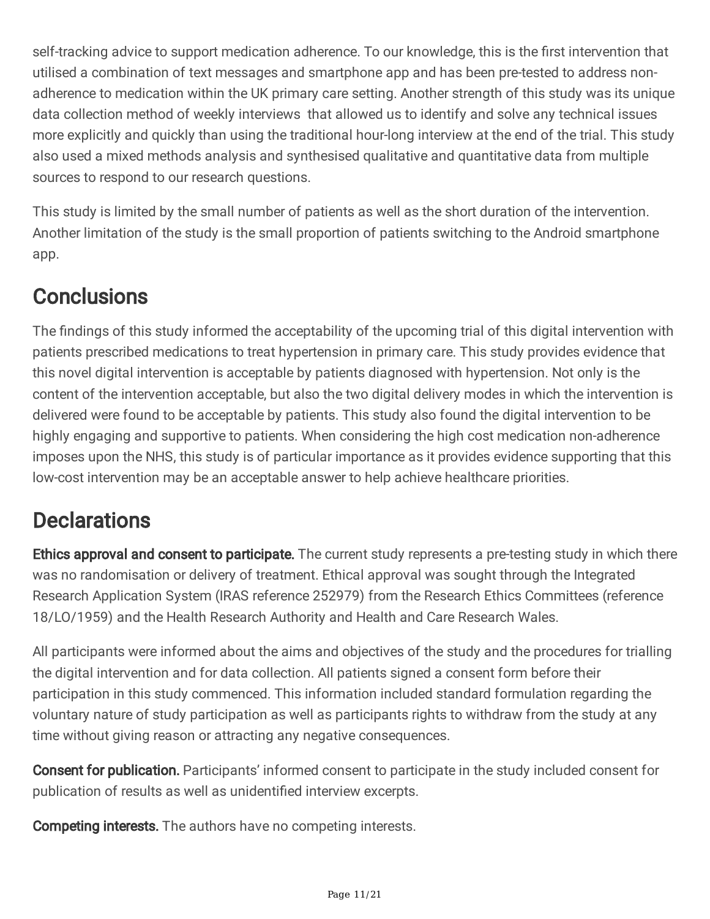self-tracking advice to support medication adherence. To our knowledge, this is the first intervention that utilised a combination of text messages and smartphone app and has been pre-tested to address non-adherence to medication within the UK primary care setting. Another strength of this study was its unique data collection method of weekly interviews that allowed us to identify and solve any technical issues more explicitly and quickly than using the traditional hour-long interview at the end of the trial. This study also used a mixed methods analysis and synthesised qualitative and quantitative data from multiple sources to respond to our research questions.

This study is limited by the small number of patients as well as the short duration of the intervention. Another limitation of the study is the small proportion of patients switching to the Android smartphone app.

# Conclusions

The findings of this study informed the acceptability of the upcoming trial of this digital intervention with patients prescribed medications to treat hypertension in primary care. This study provides evidence that this novel digital intervention is acceptable by patients diagnosed with hypertension. Not only is the content of the intervention acceptable, but also the two digital delivery modes in which the intervention is delivered were found to be acceptable by patients. This study also found the digital intervention to be highly engaging and supportive to patients. When considering the high cost medication non-adherence imposes upon the NHS, this study is of particular importance as it provides evidence supporting that this low-cost intervention may be an acceptable answer to help achieve healthcare priorities.

# Declarations

**Ethics approval and consent to participate.** The current study represents a pre-testing study in which there was no randomisation or delivery of treatment. Ethical approval was sought through the Integrated Research Application System (IRAS reference 252979) from the Research Ethics Committees (reference 18/LO/1959) and the Health Research Authority and Health and Care Research Wales.

All participants were informed about the aims and objectives of the study and the procedures for trialling the digital intervention and for data collection. All patients signed a consent form before their participation in this study commenced. This information included standard formulation regarding the voluntary nature of study participation as well as participants rights to withdraw from the study at any time without giving reason or attracting any negative consequences.

**Consent for publication.** Participants' informed consent to participate in the study included consent for publication of results as well as unidentified interview excerpts.

**Competing interests.** The authors have no competing interests.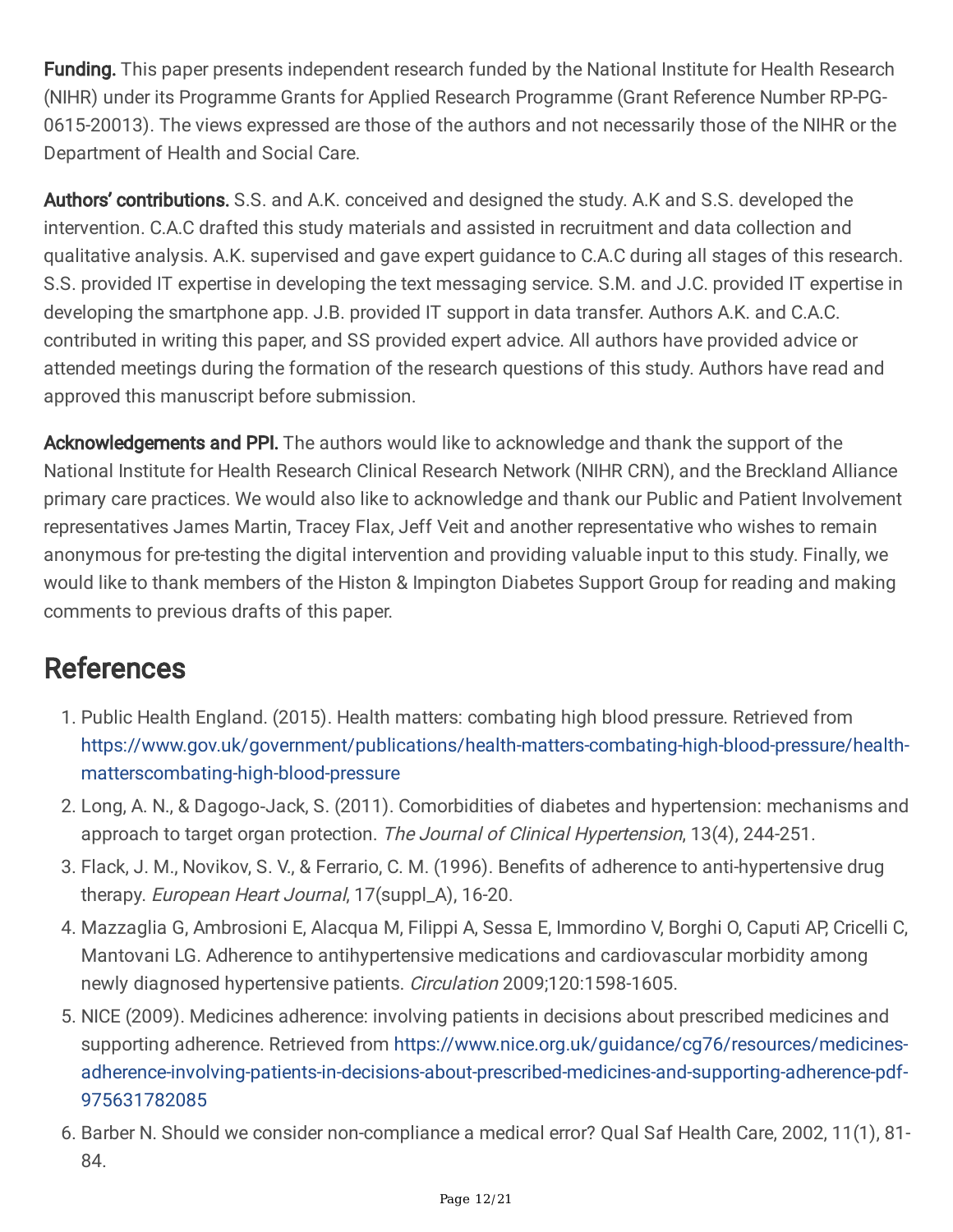**Funding.** This paper presents independent research funded by the National Institute for Health Research (NIHR) under its Programme Grants for Applied Research Programme (Grant Reference Number RP-PG-0615-20013). The views expressed are those of the authors and not necessarily those of the NIHR or the Department of Health and Social Care.

**Authors' contributions.** S.S. and A.K. conceived and designed the study. A.K and S.S. developed the intervention. C.A.C drafted this study materials and assisted in recruitment and data collection and qualitative analysis. A.K. supervised and gave expert guidance to C.A.C during all stages of this research. S.S. provided IT expertise in developing the text messaging service. S.M. and J.C. provided IT expertise in developing the smartphone app. J.B. provided IT support in data transfer. Authors A.K. and C.A.C. contributed in writing this paper, and SS provided expert advice. All authors have provided advice or attended meetings during the formation of the research questions of this study. Authors have read and approved this manuscript before submission.

**Acknowledgements and PPI.** The authors would like to acknowledge and thank the support of the National Institute for Health Research Clinical Research Network (NIHR CRN), and the Breckland Alliance primary care practices. We would also like to acknowledge and thank our Public and Patient Involvement representatives James Martin, Tracey Flax, Jeff Veit and another representative who wishes to remain anonymous for pre-testing the digital intervention and providing valuable input to this study. Finally, we would like to thank members of the Histon & Impington Diabetes Support Group for reading and making comments to previous drafts of this paper.

# References

1. Public Health England. (2015). Health matters: combating high blood pressure. Retrieved from https://www.gov.uk/government/publications/health-matters-combating-high-blood-pressure/health-matterscombating-high-blood-pressure
2. Long, A. N., & Dagogo-Jack, S. (2011). Comorbidities of diabetes and hypertension: mechanisms and approach to target organ protection. *The Journal of Clinical Hypertension*, 13(4), 244-251.
3. Flack, J. M., Novikov, S. V., & Ferrario, C. M. (1996). Benefits of adherence to anti-hypertensive drug therapy. *European Heart Journal*, 17(suppl_A), 16-20.
4. Mazzaglia G, Ambrosioni E, Alacqua M, Filippi A, Sessa E, Immordino V, Borghi O, Caputi AP, Cricelli C, Mantovani LG. Adherence to antihypertensive medications and cardiovascular morbidity among newly diagnosed hypertensive patients. *Circulation* 2009;120:1598-1605.
5. NICE (2009). Medicines adherence: involving patients in decisions about prescribed medicines and supporting adherence. Retrieved from https://www.nice.org.uk/guidance/cg76/resources/medicines-adherence-involving-patients-in-decisions-about-prescribed-medicines-and-supporting-adherence-pdf-975631782085
6. Barber N. Should we consider non-compliance a medical error? Qual Saf Health Care, 2002, 11(1), 81-84.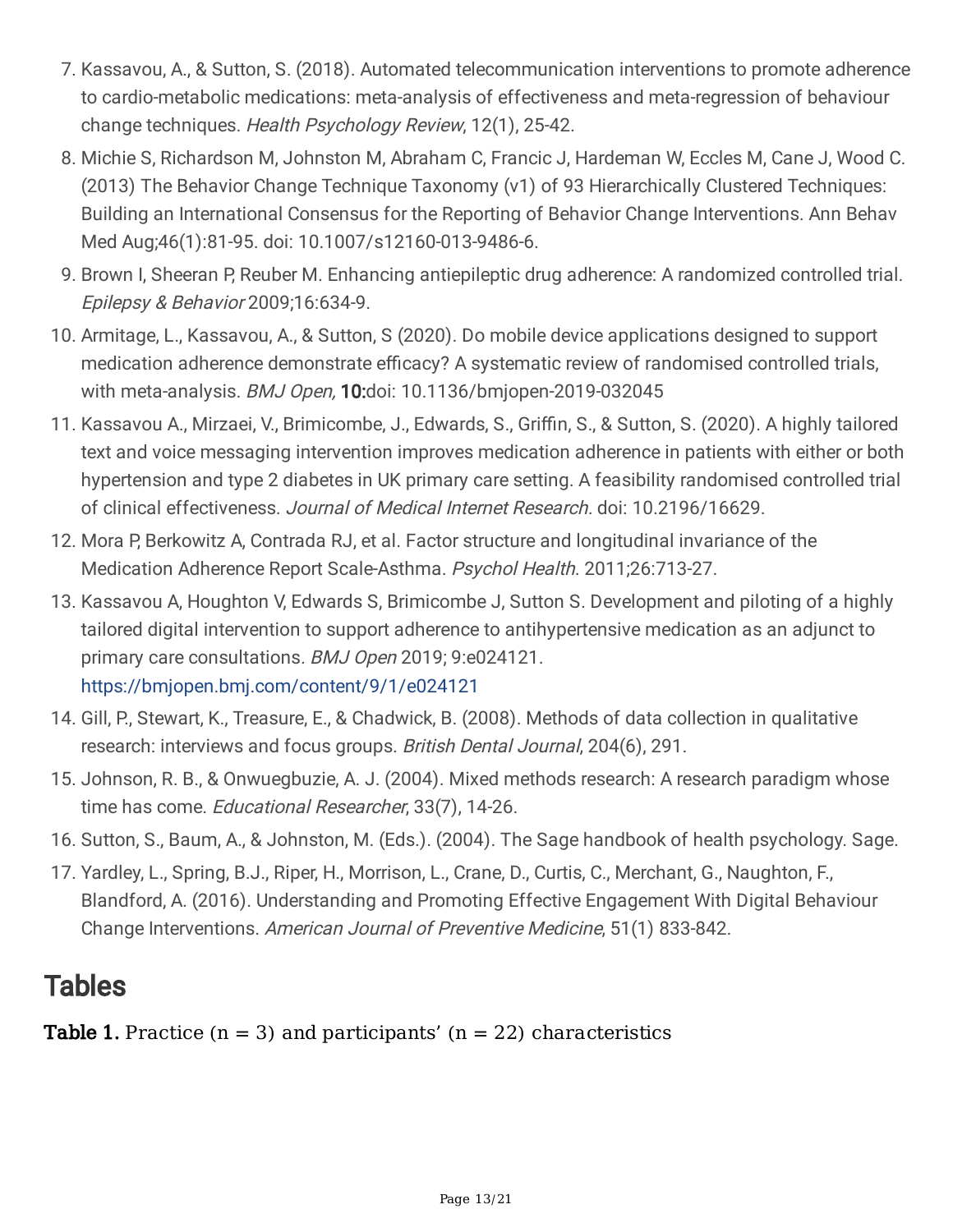7. Kassavou, A., & Sutton, S. (2018). Automated telecommunication interventions to promote adherence to cardio-metabolic medications: meta-analysis of effectiveness and meta-regression of behaviour change techniques. *Health Psychology Review*, 12(1), 25-42.
8. Michie S, Richardson M, Johnston M, Abraham C, Francic J, Hardeman W, Eccles M, Cane J, Wood C. (2013) The Behavior Change Technique Taxonomy (v1) of 93 Hierarchically Clustered Techniques: Building an International Consensus for the Reporting of Behavior Change Interventions. Ann Behav Med Aug;46(1):81-95. doi: 10.1007/s12160-013-9486-6.
9. Brown I, Sheeran P, Reuber M. Enhancing antiepileptic drug adherence: A randomized controlled trial. *Epilepsy & Behavior* 2009;16:634-9.
10. Armitage, L., Kassavou, A., & Sutton, S (2020). Do mobile device applications designed to support medication adherence demonstrate efficacy? A systematic review of randomised controlled trials, with meta-analysis. *BMJ Open,* **10:**doi: 10.1136/bmjopen-2019-032045
11. Kassavou A., Mirzaei, V., Brimicombe, J., Edwards, S., Griffin, S., & Sutton, S. (2020). A highly tailored text and voice messaging intervention improves medication adherence in patients with either or both hypertension and type 2 diabetes in UK primary care setting. A feasibility randomised controlled trial of clinical effectiveness. *Journal of Medical Internet Research.* doi: 10.2196/16629.
12. Mora P, Berkowitz A, Contrada RJ, et al. Factor structure and longitudinal invariance of the Medication Adherence Report Scale-Asthma. *Psychol Health*. 2011;26:713-27.
13. Kassavou A, Houghton V, Edwards S, Brimicombe J, Sutton S. Development and piloting of a highly tailored digital intervention to support adherence to antihypertensive medication as an adjunct to primary care consultations. *BMJ Open* 2019; 9:e024121. https://bmjopen.bmj.com/content/9/1/e024121
14. Gill, P., Stewart, K., Treasure, E., & Chadwick, B. (2008). Methods of data collection in qualitative research: interviews and focus groups. *British Dental Journal*, 204(6), 291.
15. Johnson, R. B., & Onwuegbuzie, A. J. (2004). Mixed methods research: A research paradigm whose time has come. *Educational Researcher*, 33(7), 14-26.
16. Sutton, S., Baum, A., & Johnston, M. (Eds.). (2004). The Sage handbook of health psychology. Sage.
17. Yardley, L., Spring, B.J., Riper, H., Morrison, L., Crane, D., Curtis, C., Merchant, G., Naughton, F., Blandford, A. (2016). Understanding and Promoting Effective Engagement With Digital Behaviour Change Interventions. *American Journal of Preventive Medicine*, 51(1) 833-842.

# Tables

**Table 1.** Practice (n = 3) and participants' (n = 22) characteristics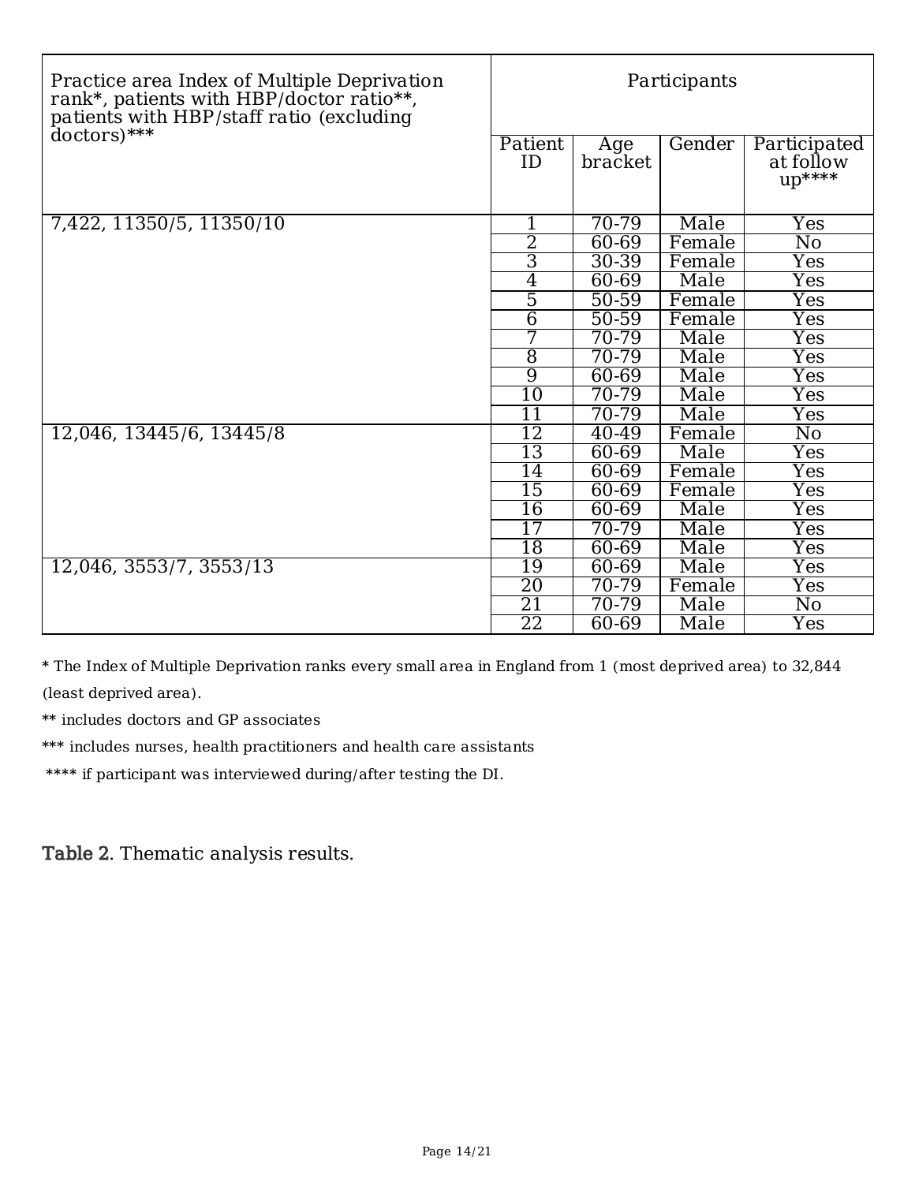| Practice area Index of Multiple Deprivation rank*, patients with HBP/doctor ratio**, patients with HBP/staff ratio (excluding doctors)*** | Participants | | | |
|---|---|---|---|---|
| | Patient ID | Age bracket | Gender | Participated at follow up**** |
| 7,422, 11350/5, 11350/10 | 1 | 70-79 | Male | Yes |
| | 2 | 60-69 | Female | No |
| | 3 | 30-39 | Female | Yes |
| | 4 | 60-69 | Male | Yes |
| | 5 | 50-59 | Female | Yes |
| | 6 | 50-59 | Female | Yes |
| | 7 | 70-79 | Male | Yes |
| | 8 | 70-79 | Male | Yes |
| | 9 | 60-69 | Male | Yes |
| | 10 | 70-79 | Male | Yes |
| | 11 | 70-79 | Male | Yes |
| 12,046, 13445/6, 13445/8 | 12 | 40-49 | Female | No |
| | 13 | 60-69 | Male | Yes |
| | 14 | 60-69 | Female | Yes |
| | 15 | 60-69 | Female | Yes |
| | 16 | 60-69 | Male | Yes |
| | 17 | 70-79 | Male | Yes |
| | 18 | 60-69 | Male | Yes |
| 12,046, 3553/7, 3553/13 | 19 | 60-69 | Male | Yes |
| | 20 | 70-79 | Female | Yes |
| | 21 | 70-79 | Male | No |
| | 22 | 60-69 | Male | Yes |

* The Index of Multiple Deprivation ranks every small area in England from 1 (most deprived area) to 32,844 (least deprived area).

** includes doctors and GP associates

*** includes nurses, health practitioners and health care assistants

**** if participant was interviewed during/after testing the DI.

**Table 2**. Thematic analysis results.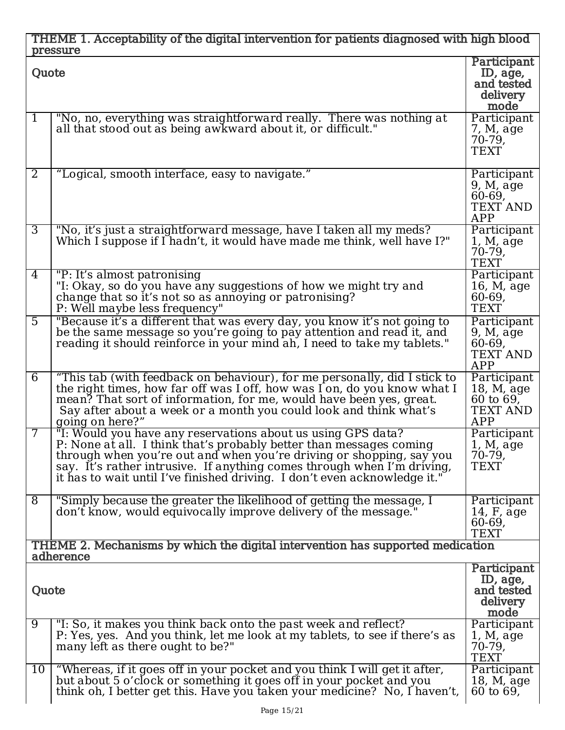| THEME 1. Acceptability of the digital intervention for patients diagnosed with high blood pressure | | |
|---|---|---|
| Quote | | Participant ID, age, and tested delivery mode |
| 1 | "No, no, everything was straightforward really. There was nothing at all that stood out as being awkward about it, or difficult." | Participant 7, M, age 70-79, TEXT |
| 2 | "Logical, smooth interface, easy to navigate." | Participant 9, M, age 60-69, TEXT AND APP |
| 3 | "No, it's just a straightforward message, have I taken all my meds? Which I suppose if I hadn't, it would have made me think, well have I?" | Participant 1, M, age 70-79, TEXT |
| 4 | "P: It's almost patronising<br>"I: Okay, so do you have any suggestions of how we might try and change that so it's not so as annoying or patronising?<br>P: Well maybe less frequency" | Participant 16, M, age 60-69, TEXT |
| 5 | "Because it's a different that was every day, you know it's not going to be the same message so you're going to pay attention and read it, and reading it should reinforce in your mind ah, I need to take my tablets." | Participant 9, M, age 60-69, TEXT AND APP |
| 6 | "This tab (with feedback on behaviour), for me personally, did I stick to the right times, how far off was I off, how was I on, do you know what I mean? That sort of information, for me, would have been yes, great. Say after about a week or a month you could look and think what's going on here?" | Participant 18, M, age 60 to 69, TEXT AND APP |
| 7 | "I: Would you have any reservations about us using GPS data?<br>P: None at all. I think that's probably better than messages coming through when you're out and when you're driving or shopping, say you say. It's rather intrusive. If anything comes through when I'm driving, it has to wait until I've finished driving. I don't even acknowledge it." | Participant 1, M, age 70-79, TEXT |
| 8 | "Simply because the greater the likelihood of getting the message, I don't know, would equivocally improve delivery of the message." | Participant 14, F, age 60-69, TEXT |
| **THEME 2. Mechanisms by which the digital intervention has supported medication adherence** | | |
| Quote | | Participant ID, age, and tested delivery mode |
| 9 | "I: So, it makes you think back onto the past week and reflect?<br>P: Yes, yes. And you think, let me look at my tablets, to see if there's as many left as there ought to be?" | Participant 1, M, age 70-79, TEXT |
| 10 | "Whereas, if it goes off in your pocket and you think I will get it after, but about 5 o'clock or something it goes off in your pocket and you think oh, I better get this. Have you taken your medicine? No, I haven't, | Participant 18, M, age 60 to 69, |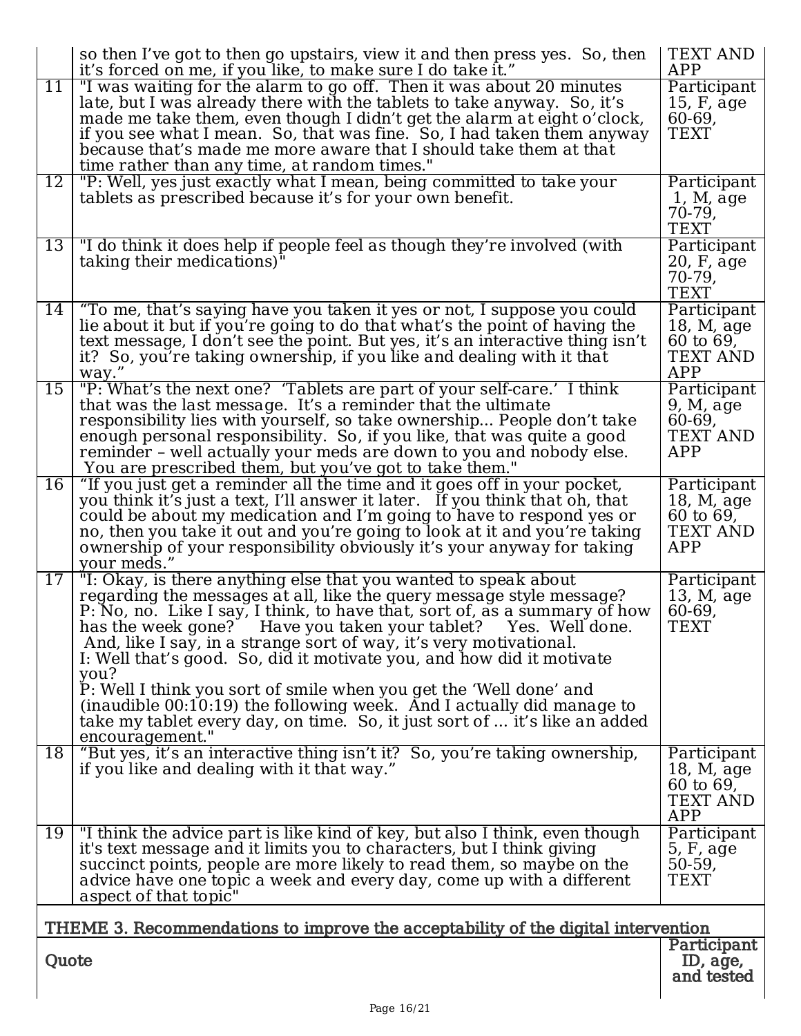| | | |
|---|---|---|
| | so then I've got to then go upstairs, view it and then press yes. So, then it's forced on me, if you like, to make sure I do take it." | TEXT AND APP |
| 11 | "I was waiting for the alarm to go off. Then it was about 20 minutes late, but I was already there with the tablets to take anyway. So, it's made me take them, even though I didn't get the alarm at eight o'clock, if you see what I mean. So, that was fine. So, I had taken them anyway because that's made me more aware that I should take them at that time rather than any time, at random times." | Participant 15, F, age 60-69, TEXT |
| 12 | "P: Well, yes just exactly what I mean, being committed to take your tablets as prescribed because it's for your own benefit. | Participant 1, M, age 70-79, TEXT |
| 13 | "I do think it does help if people feel as though they're involved (with taking their medications)" | Participant 20, F, age 70-79, TEXT |
| 14 | "To me, that's saying have you taken it yes or not, I suppose you could lie about it but if you're going to do that what's the point of having the text message, I don't see the point. But yes, it's an interactive thing isn't it? So, you're taking ownership, if you like and dealing with it that way." | Participant 18, M, age 60 to 69, TEXT AND APP |
| 15 | "P: What's the next one? 'Tablets are part of your self-care.' I think that was the last message. It's a reminder that the ultimate responsibility lies with yourself, so take ownership... People don't take enough personal responsibility. So, if you like, that was quite a good reminder – well actually your meds are down to you and nobody else. You are prescribed them, but you've got to take them." | Participant 9, M, age 60-69, TEXT AND APP |
| 16 | "If you just get a reminder all the time and it goes off in your pocket, you think it's just a text, I'll answer it later. If you think that oh, that could be about my medication and I'm going to have to respond yes or no, then you take it out and you're going to look at it and you're taking ownership of your responsibility obviously it's your anyway for taking your meds." | Participant 18, M, age 60 to 69, TEXT AND APP |
| 17 | "I: Okay, is there anything else that you wanted to speak about regarding the messages at all, like the query message style message? P: No, no. Like I say, I think, to have that, sort of, as a summary of how has the week gone? Have you taken your tablet? Yes. Well done. And, like I say, in a strange sort of way, it's very motivational. I: Well that's good. So, did it motivate you, and how did it motivate you? P: Well I think you sort of smile when you get the 'Well done' and (inaudible 00:10:19) the following week. And I actually did manage to take my tablet every day, on time. So, it just sort of ... it's like an added encouragement." | Participant 13, M, age 60-69, TEXT |
| 18 | "But yes, it's an interactive thing isn't it? So, you're taking ownership, if you like and dealing with it that way." | Participant 18, M, age 60 to 69, TEXT AND APP |
| 19 | "I think the advice part is like kind of key, but also I think, even though it's text message and it limits you to characters, but I think giving succinct points, people are more likely to read them, so maybe on the advice have one topic a week and every day, come up with a different aspect of that topic" | Participant 5, F, age 50-59, TEXT |

**THEME 3. Recommendations to improve the acceptability of the digital intervention**

| Quote | Participant ID, age, and tested |
|---|---|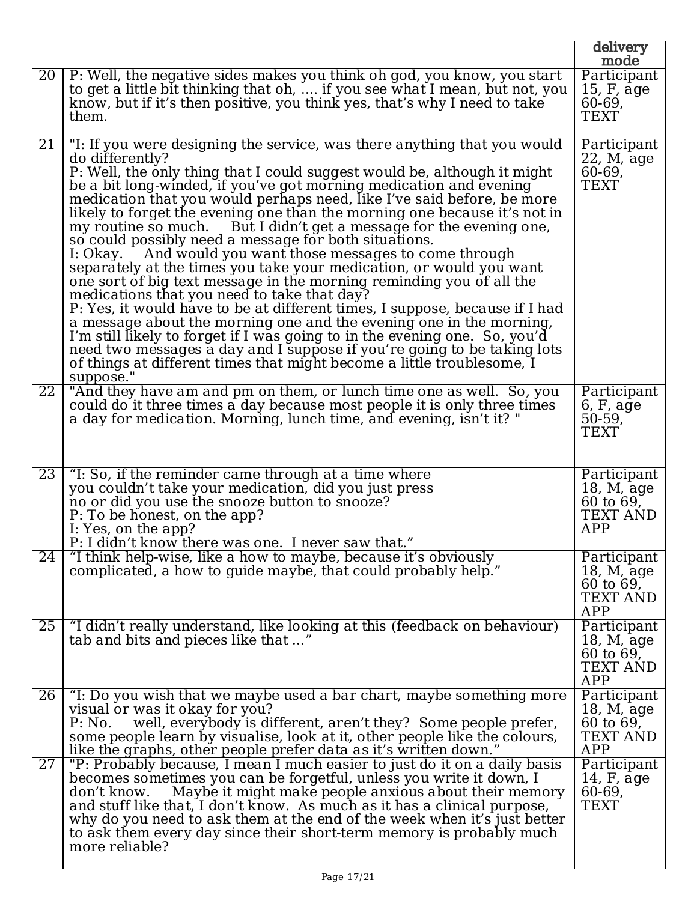| | | delivery mode |
|---|---|---|
| 20 | P: Well, the negative sides makes you think oh god, you know, you start to get a little bit thinking that oh, .... if you see what I mean, but not, you know, but if it's then positive, you think yes, that's why I need to take them. | Participant 15, F, age 60-69, TEXT |
| 21 | "I: If you were designing the service, was there anything that you would do differently?<br>P: Well, the only thing that I could suggest would be, although it might be a bit long-winded, if you've got morning medication and evening medication that you would perhaps need, like I've said before, be more likely to forget the evening one than the morning one because it's not in my routine so much. But I didn't get a message for the evening one, so could possibly need a message for both situations.<br>I: Okay. And would you want those messages to come through separately at the times you take your medication, or would you want one sort of big text message in the morning reminding you of all the medications that you need to take that day?<br>P: Yes, it would have to be at different times, I suppose, because if I had a message about the morning one and the evening one in the morning, I'm still likely to forget if I was going to in the evening one. So, you'd need two messages a day and I suppose if you're going to be taking lots of things at different times that might become a little troublesome, I suppose." | Participant 22, M, age 60-69, TEXT |
| 22 | "And they have am and pm on them, or lunch time one as well. So, you could do it three times a day because most people it is only three times a day for medication. Morning, lunch time, and evening, isn't it? " | Participant 6, F, age 50-59, TEXT |
| 23 | "I: So, if the reminder came through at a time where you couldn't take your medication, did you just press no or did you use the snooze button to snooze?<br>P: To be honest, on the app?<br>I: Yes, on the app?<br>P: I didn't know there was one. I never saw that." | Participant 18, M, age 60 to 69, TEXT AND APP |
| 24 | "I think help-wise, like a how to maybe, because it's obviously complicated, a how to guide maybe, that could probably help." | Participant 18, M, age 60 to 69, TEXT AND APP |
| 25 | "I didn't really understand, like looking at this (feedback on behaviour) tab and bits and pieces like that ..." | Participant 18, M, age 60 to 69, TEXT AND APP |
| 26 | "I: Do you wish that we maybe used a bar chart, maybe something more visual or was it okay for you?<br>P: No. well, everybody is different, aren't they? Some people prefer, some people learn by visualise, look at it, other people like the colours, like the graphs, other people prefer data as it's written down." | Participant 18, M, age 60 to 69, TEXT AND APP |
| 27 | "P: Probably because, I mean I much easier to just do it on a daily basis becomes sometimes you can be forgetful, unless you write it down, I don't know. Maybe it might make people anxious about their memory and stuff like that, I don't know. As much as it has a clinical purpose, why do you need to ask them at the end of the week when it's just better to ask them every day since their short-term memory is probably much more reliable? | Participant 14, F, age 60-69, TEXT |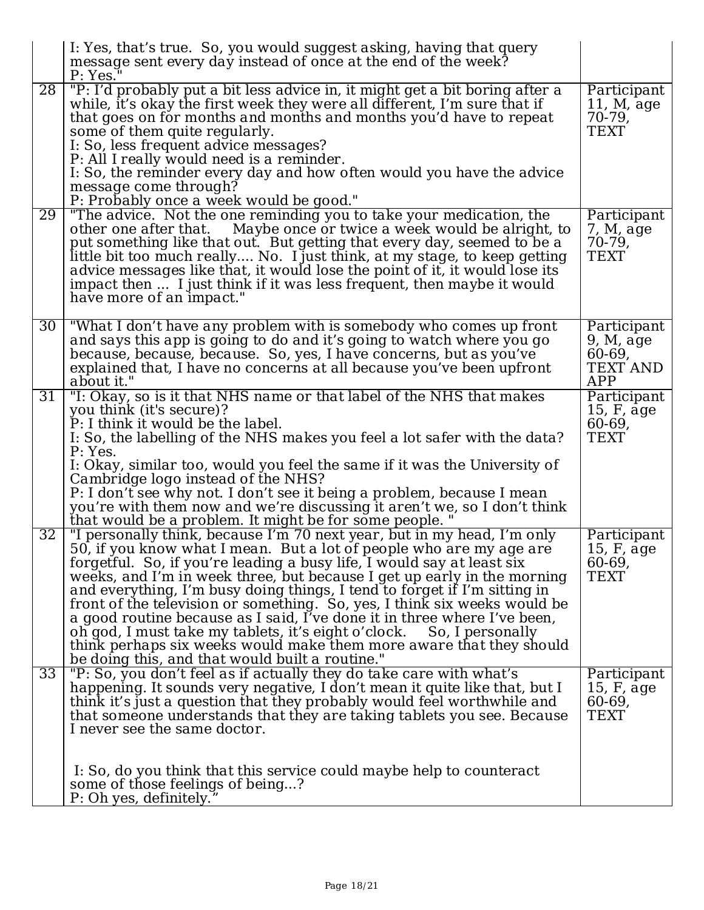| | | |
|---|---|---|
| | I: Yes, that's true. So, you would suggest asking, having that query message sent every day instead of once at the end of the week?<br>P: Yes." | |
| 28 | "P: I'd probably put a bit less advice in, it might get a bit boring after a while, it's okay the first week they were all different, I'm sure that if that goes on for months and months and months you'd have to repeat some of them quite regularly.<br>I: So, less frequent advice messages?<br>P: All I really would need is a reminder.<br>I: So, the reminder every day and how often would you have the advice message come through?<br>P: Probably once a week would be good." | Participant 11, M, age 70-79, TEXT |
| 29 | "The advice. Not the one reminding you to take your medication, the other one after that. Maybe once or twice a week would be alright, to put something like that out. But getting that every day, seemed to be a little bit too much really.... No. I just think, at my stage, to keep getting advice messages like that, it would lose the point of it, it would lose its impact then ... I just think if it was less frequent, then maybe it would have more of an impact." | Participant 7, M, age 70-79, TEXT |
| 30 | "What I don't have any problem with is somebody who comes up front and says this app is going to do and it's going to watch where you go because, because, because. So, yes, I have concerns, but as you've explained that, I have no concerns at all because you've been upfront about it." | Participant 9, M, age 60-69, TEXT AND APP |
| 31 | "I: Okay, so is it that NHS name or that label of the NHS that makes you think (it's secure)?<br>P: I think it would be the label.<br>I: So, the labelling of the NHS makes you feel a lot safer with the data?<br>P: Yes.<br>I: Okay, similar too, would you feel the same if it was the University of Cambridge logo instead of the NHS?<br>P: I don't see why not. I don't see it being a problem, because I mean you're with them now and we're discussing it aren't we, so I don't think that would be a problem. It might be for some people. " | Participant 15, F, age 60-69, TEXT |
| 32 | "I personally think, because I'm 70 next year, but in my head, I'm only 50, if you know what I mean. But a lot of people who are my age are forgetful. So, if you're leading a busy life, I would say at least six weeks, and I'm in week three, but because I get up early in the morning and everything, I'm busy doing things, I tend to forget if I'm sitting in front of the television or something. So, yes, I think six weeks would be a good routine because as I said, I've done it in three where I've been, oh god, I must take my tablets, it's eight o'clock. So, I personally think perhaps six weeks would make them more aware that they should be doing this, and that would built a routine." | Participant 15, F, age 60-69, TEXT |
| 33 | "P: So, you don't feel as if actually they do take care with what's happening. It sounds very negative, I don't mean it quite like that, but I think it's just a question that they probably would feel worthwhile and that someone understands that they are taking tablets you see. Because I never see the same doctor.<br><br>I: So, do you think that this service could maybe help to counteract some of those feelings of being...?<br>P: Oh yes, definitely." | Participant 15, F, age 60-69, TEXT |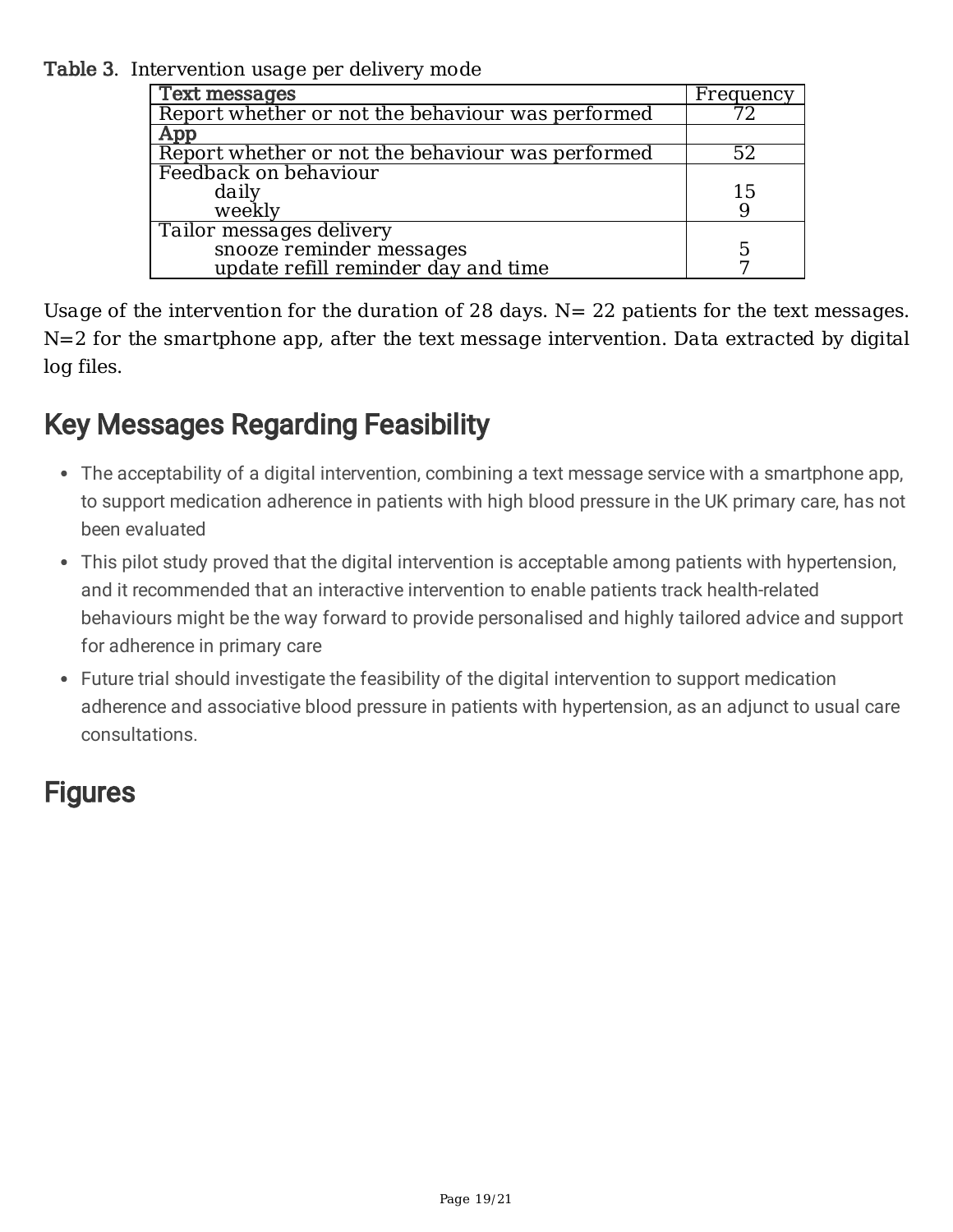**Table 3.** Intervention usage per delivery mode

| **Text messages** | Frequency |
|---|---|
| Report whether or not the behaviour was performed | 72 |
| **App** | |
| Report whether or not the behaviour was performed | 52 |
| Feedback on behaviour | |
| daily | 15 |
| weekly | 9 |
| Tailor messages delivery | |
| snooze reminder messages | 5 |
| update refill reminder day and time | 7 |

Usage of the intervention for the duration of 28 days. N= 22 patients for the text messages. N=2 for the smartphone app, after the text message intervention. Data extracted by digital log files.

## Key Messages Regarding Feasibility

- The acceptability of a digital intervention, combining a text message service with a smartphone app, to support medication adherence in patients with high blood pressure in the UK primary care, has not been evaluated
- This pilot study proved that the digital intervention is acceptable among patients with hypertension, and it recommended that an interactive intervention to enable patients track health-related behaviours might be the way forward to provide personalised and highly tailored advice and support for adherence in primary care
- Future trial should investigate the feasibility of the digital intervention to support medication adherence and associative blood pressure in patients with hypertension, as an adjunct to usual care consultations.

## Figures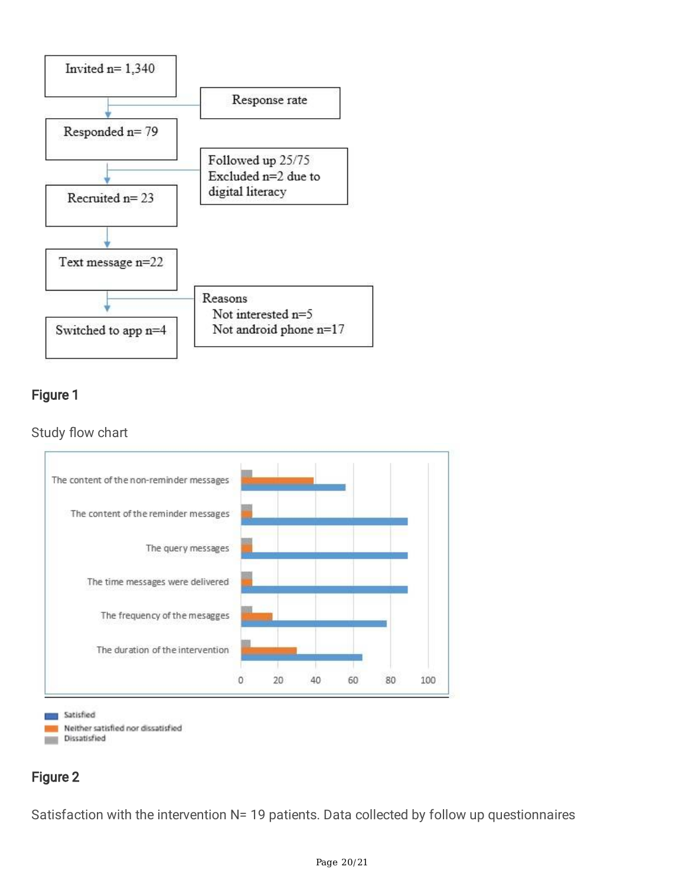Invited n= 1,340

Response rate

Responded n= 79

Followed up 25/75
Excluded n=2 due to digital literacy

Recruited n= 23

Text message n=22

Reasons
Not interested n=5
Not android phone n=17

Switched to app n=4

**Figure 1**

Study flow chart

The content of the non-reminder messages
The content of the reminder messages
The query messages
The time messages were delivered
The frequency of the mesagges
The duration of the intervention

0 20 40 60 80 100

Satisfied
Neither satisfied nor dissatisfied
Dissatisfied

**Figure 2**

Satisfaction with the intervention N= 19 patients. Data collected by follow up questionnaires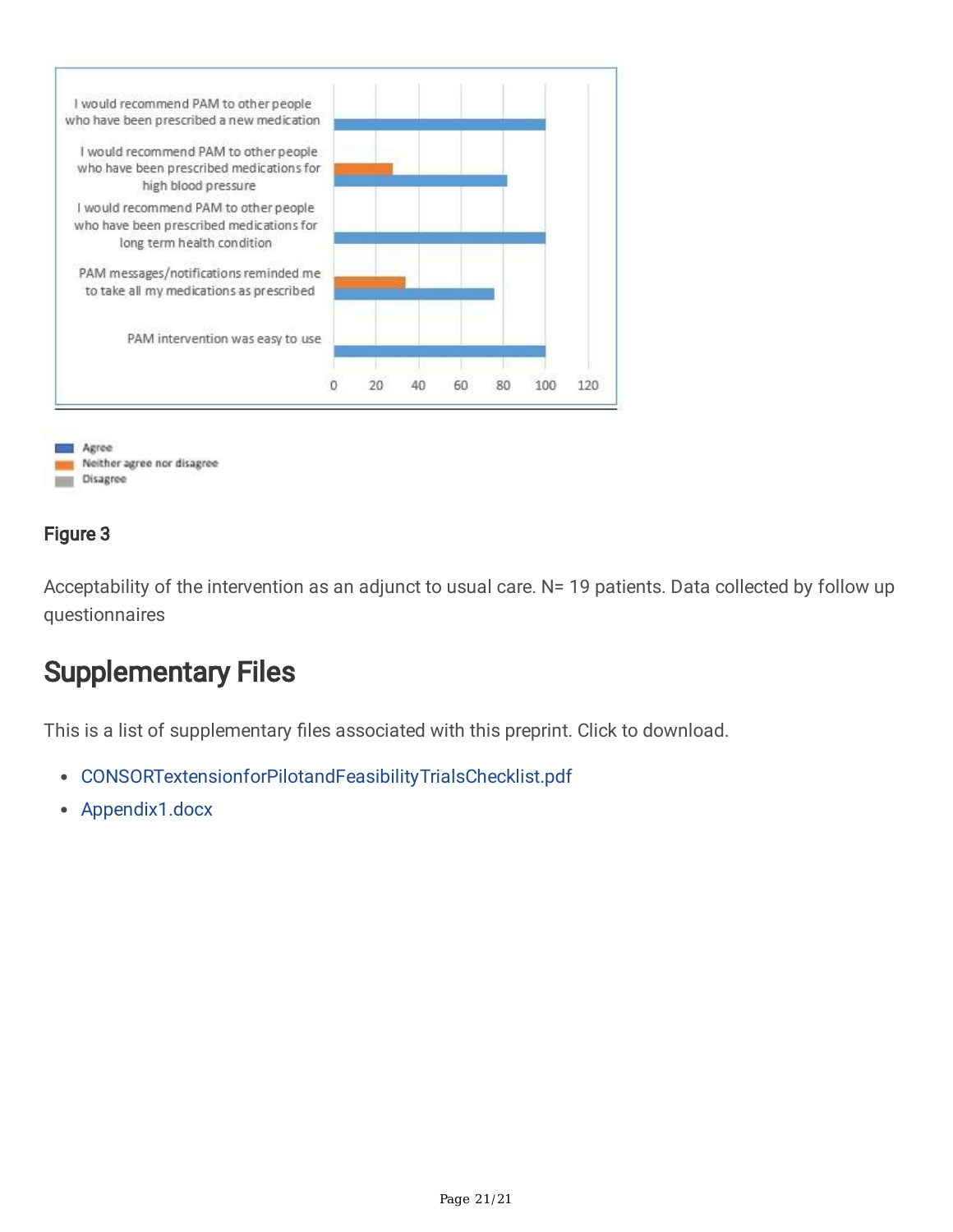I would recommend PAM to other people who have been prescribed a new medication

I would recommend PAM to other people who have been prescribed medications for high blood pressure

I would recommend PAM to other people who have been prescribed medications for long term health condition

PAM messages/notifications reminded me to take all my medications as prescribed

PAM intervention was easy to use

0 20 40 60 80 100 120

Agree

Neither agree nor disagree

Disagree

**Figure 3**

Acceptability of the intervention as an adjunct to usual care. N= 19 patients. Data collected by follow up questionnaires

# Supplementary Files

This is a list of supplementary files associated with this preprint. Click to download.

- CONSORTextensionforPilotandFeasibilityTrialsChecklist.pdf
- Appendix1.docx